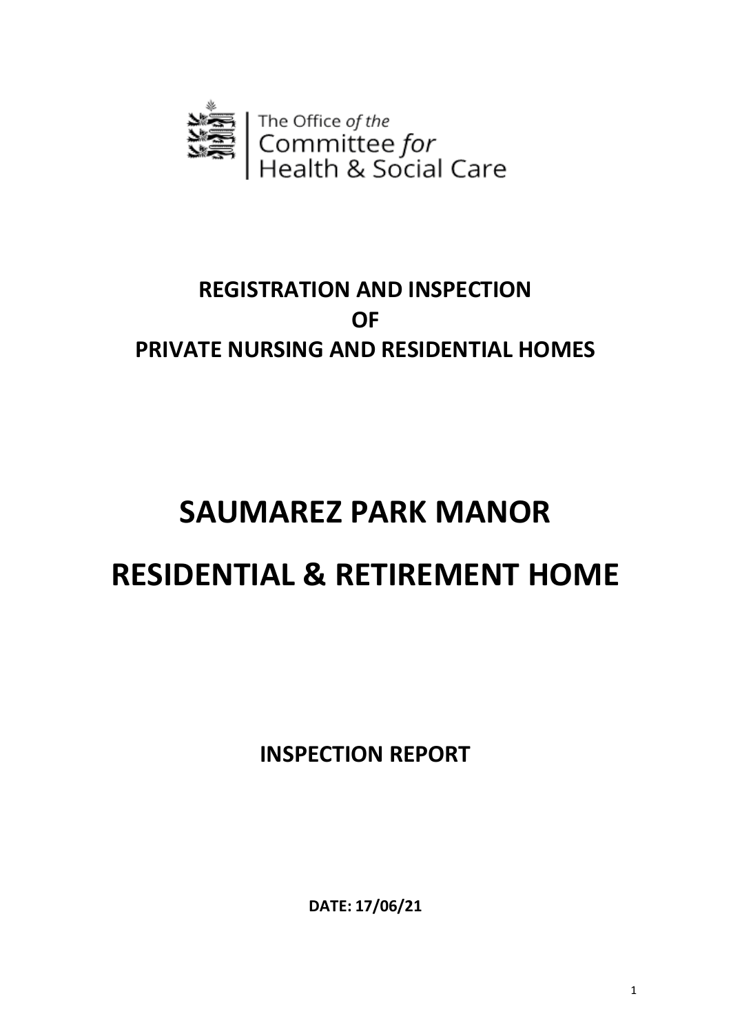The Office *of the* Committee *for* Health & Social Care

# REGISTRATION AND INSPECTION OF PRIVATE NURSING AND RESIDENTIAL HOMES

# SAUMAREZ PARK MANOR RESIDENTIAL & RETIREMENT HOME

## INSPECTION REPORT

**DATE: 17/06/21**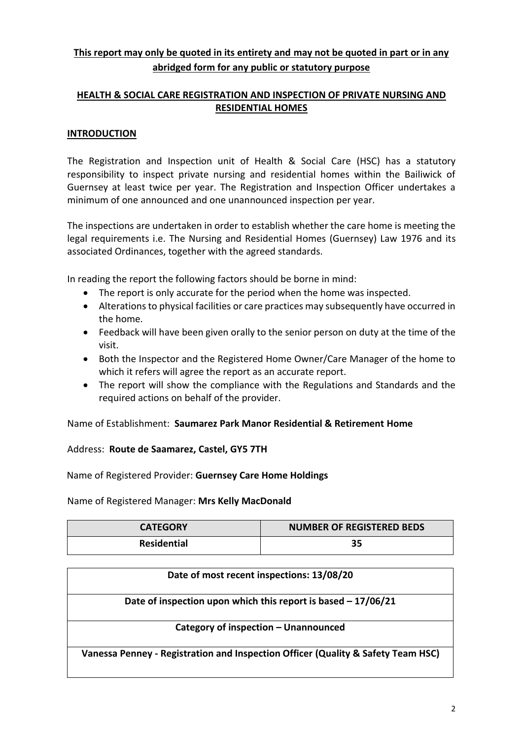**This report may only be quoted in its entirety and may not be quoted in part or in any abridged form for any public or statutory purpose**

## HEALTH & SOCIAL CARE REGISTRATION AND INSPECTION OF PRIVATE NURSING AND RESIDENTIAL HOMES

### INTRODUCTION

The Registration and Inspection unit of Health & Social Care (HSC) has a statutory responsibility to inspect private nursing and residential homes within the Bailiwick of Guernsey at least twice per year. The Registration and Inspection Officer undertakes a minimum of one announced and one unannounced inspection per year.

The inspections are undertaken in order to establish whether the care home is meeting the legal requirements i.e. The Nursing and Residential Homes (Guernsey) Law 1976 and its associated Ordinances, together with the agreed standards.

In reading the report the following factors should be borne in mind:

- The report is only accurate for the period when the home was inspected.
- Alterations to physical facilities or care practices may subsequently have occurred in the home.
- Feedback will have been given orally to the senior person on duty at the time of the visit.
- Both the Inspector and the Registered Home Owner/Care Manager of the home to which it refers will agree the report as an accurate report.
- The report will show the compliance with the Regulations and Standards and the required actions on behalf of the provider.

Name of Establishment: **Saumarez Park Manor Residential & Retirement Home**

Address: **Route de Saamarez, Castel, GY5 7TH**

Name of Registered Provider: **Guernsey Care Home Holdings**

Name of Registered Manager: **Mrs Kelly MacDonald**

| CATEGORY | NUMBER OF REGISTERED BEDS |
| --- | --- |
| **Residential** | **35** |

| **Date of most recent inspections: 13/08/20** |
| --- |
| **Date of inspection upon which this report is based – 17/06/21** |
| **Category of inspection – Unannounced** |
| **Vanessa Penney - Registration and Inspection Officer (Quality & Safety Team HSC)** |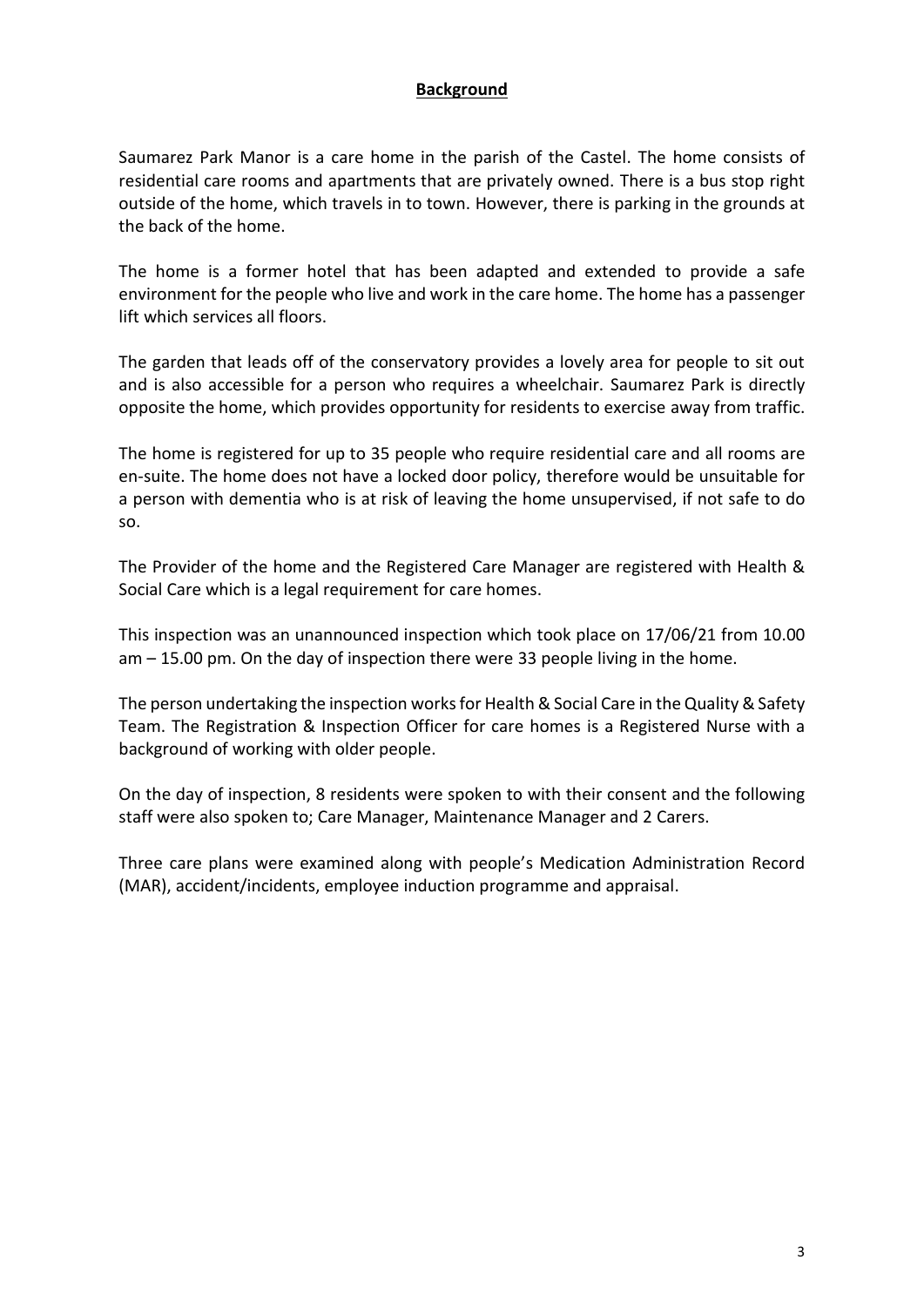## Background

Saumarez Park Manor is a care home in the parish of the Castel. The home consists of residential care rooms and apartments that are privately owned. There is a bus stop right outside of the home, which travels in to town. However, there is parking in the grounds at the back of the home.

The home is a former hotel that has been adapted and extended to provide a safe environment for the people who live and work in the care home. The home has a passenger lift which services all floors.

The garden that leads off of the conservatory provides a lovely area for people to sit out and is also accessible for a person who requires a wheelchair. Saumarez Park is directly opposite the home, which provides opportunity for residents to exercise away from traffic.

The home is registered for up to 35 people who require residential care and all rooms are en-suite. The home does not have a locked door policy, therefore would be unsuitable for a person with dementia who is at risk of leaving the home unsupervised, if not safe to do so.

The Provider of the home and the Registered Care Manager are registered with Health & Social Care which is a legal requirement for care homes.

This inspection was an unannounced inspection which took place on 17/06/21 from 10.00 am – 15.00 pm. On the day of inspection there were 33 people living in the home.

The person undertaking the inspection works for Health & Social Care in the Quality & Safety Team. The Registration & Inspection Officer for care homes is a Registered Nurse with a background of working with older people.

On the day of inspection, 8 residents were spoken to with their consent and the following staff were also spoken to; Care Manager, Maintenance Manager and 2 Carers.

Three care plans were examined along with people's Medication Administration Record (MAR), accident/incidents, employee induction programme and appraisal.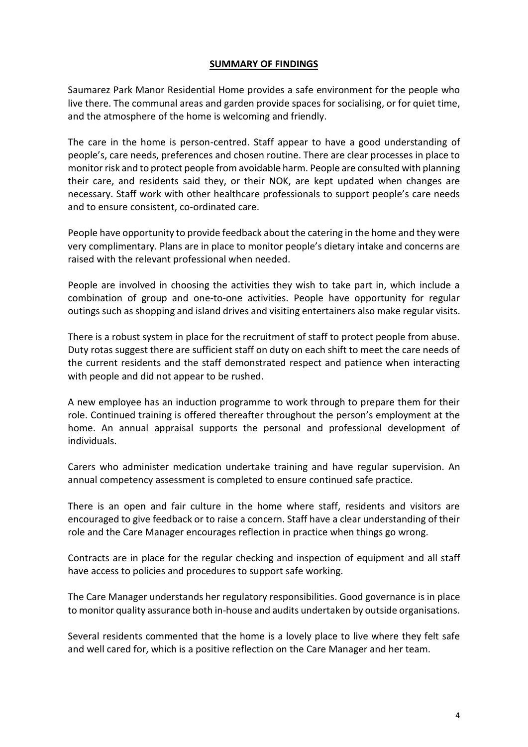## SUMMARY OF FINDINGS

Saumarez Park Manor Residential Home provides a safe environment for the people who live there. The communal areas and garden provide spaces for socialising, or for quiet time, and the atmosphere of the home is welcoming and friendly.

The care in the home is person-centred. Staff appear to have a good understanding of people's, care needs, preferences and chosen routine. There are clear processes in place to monitor risk and to protect people from avoidable harm. People are consulted with planning their care, and residents said they, or their NOK, are kept updated when changes are necessary. Staff work with other healthcare professionals to support people's care needs and to ensure consistent, co-ordinated care.

People have opportunity to provide feedback about the catering in the home and they were very complimentary. Plans are in place to monitor people's dietary intake and concerns are raised with the relevant professional when needed.

People are involved in choosing the activities they wish to take part in, which include a combination of group and one-to-one activities. People have opportunity for regular outings such as shopping and island drives and visiting entertainers also make regular visits.

There is a robust system in place for the recruitment of staff to protect people from abuse. Duty rotas suggest there are sufficient staff on duty on each shift to meet the care needs of the current residents and the staff demonstrated respect and patience when interacting with people and did not appear to be rushed.

A new employee has an induction programme to work through to prepare them for their role. Continued training is offered thereafter throughout the person's employment at the home. An annual appraisal supports the personal and professional development of individuals.

Carers who administer medication undertake training and have regular supervision. An annual competency assessment is completed to ensure continued safe practice.

There is an open and fair culture in the home where staff, residents and visitors are encouraged to give feedback or to raise a concern. Staff have a clear understanding of their role and the Care Manager encourages reflection in practice when things go wrong.

Contracts are in place for the regular checking and inspection of equipment and all staff have access to policies and procedures to support safe working.

The Care Manager understands her regulatory responsibilities. Good governance is in place to monitor quality assurance both in-house and audits undertaken by outside organisations.

Several residents commented that the home is a lovely place to live where they felt safe and well cared for, which is a positive reflection on the Care Manager and her team.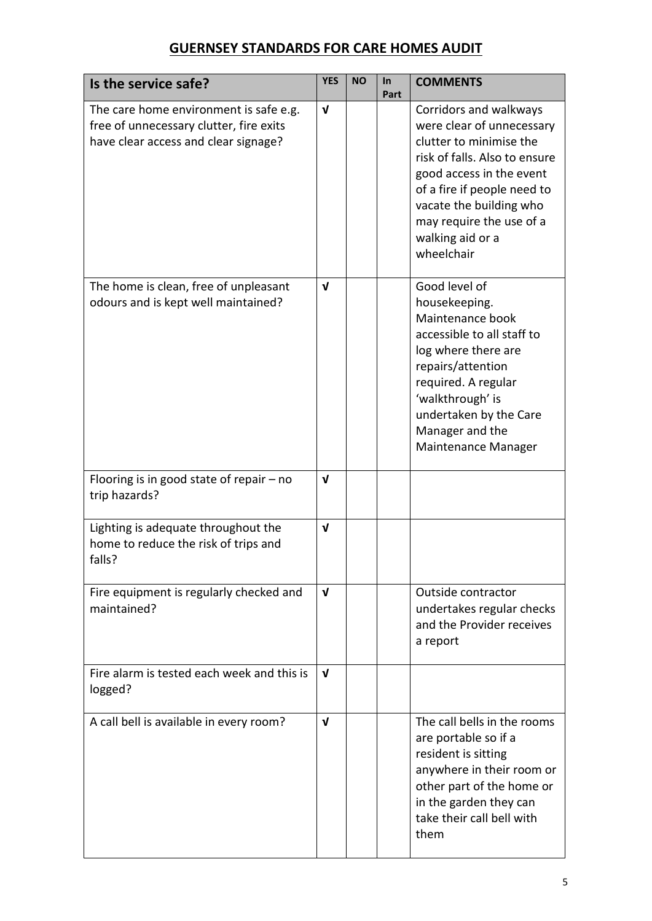## GUERNSEY STANDARDS FOR CARE HOMES AUDIT

| Is the service safe? | YES | NO | In Part | COMMENTS |
|---|---|---|---|---|
| The care home environment is safe e.g. free of unnecessary clutter, fire exits have clear access and clear signage? | √ | | | Corridors and walkways were clear of unnecessary clutter to minimise the risk of falls. Also to ensure good access in the event of a fire if people need to vacate the building who may require the use of a walking aid or a wheelchair |
| The home is clean, free of unpleasant odours and is kept well maintained? | √ | | | Good level of housekeeping. Maintenance book accessible to all staff to log where there are repairs/attention required. A regular 'walkthrough' is undertaken by the Care Manager and the Maintenance Manager |
| Flooring is in good state of repair – no trip hazards? | √ | | | |
| Lighting is adequate throughout the home to reduce the risk of trips and falls? | √ | | | |
| Fire equipment is regularly checked and maintained? | √ | | | Outside contractor undertakes regular checks and the Provider receives a report |
| Fire alarm is tested each week and this is logged? | √ | | | |
| A call bell is available in every room? | √ | | | The call bells in the rooms are portable so if a resident is sitting anywhere in their room or other part of the home or in the garden they can take their call bell with them |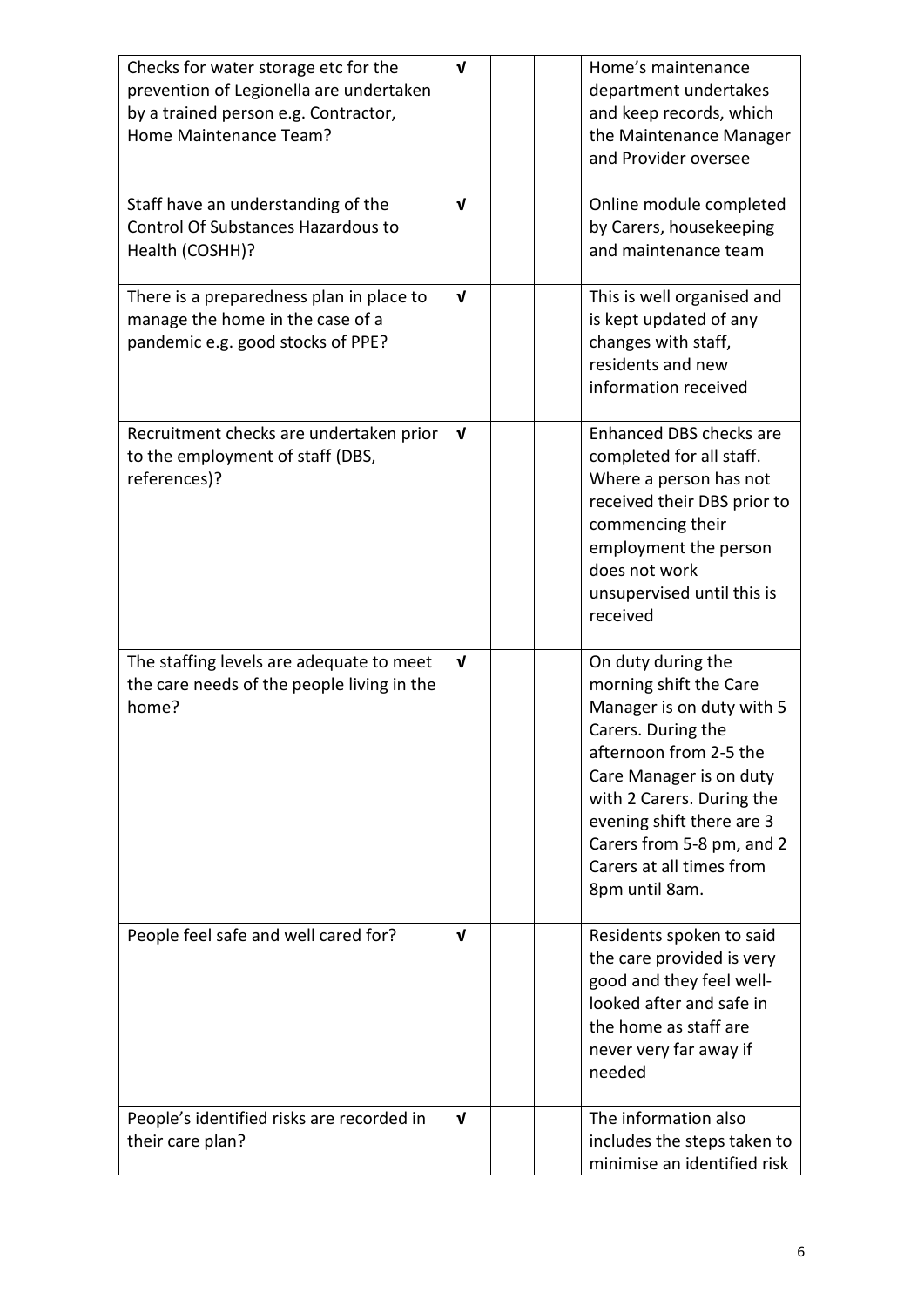| | | | | |
|---|---|---|---|---|
| Checks for water storage etc for the prevention of Legionella are undertaken by a trained person e.g. Contractor, Home Maintenance Team? | √ | | | Home's maintenance department undertakes and keep records, which the Maintenance Manager and Provider oversee |
| Staff have an understanding of the Control Of Substances Hazardous to Health (COSHH)? | √ | | | Online module completed by Carers, housekeeping and maintenance team |
| There is a preparedness plan in place to manage the home in the case of a pandemic e.g. good stocks of PPE? | √ | | | This is well organised and is kept updated of any changes with staff, residents and new information received |
| Recruitment checks are undertaken prior to the employment of staff (DBS, references)? | √ | | | Enhanced DBS checks are completed for all staff. Where a person has not received their DBS prior to commencing their employment the person does not work unsupervised until this is received |
| The staffing levels are adequate to meet the care needs of the people living in the home? | √ | | | On duty during the morning shift the Care Manager is on duty with 5 Carers. During the afternoon from 2-5 the Care Manager is on duty with 2 Carers. During the evening shift there are 3 Carers from 5-8 pm, and 2 Carers at all times from 8pm until 8am. |
| People feel safe and well cared for? | √ | | | Residents spoken to said the care provided is very good and they feel well-looked after and safe in the home as staff are never very far away if needed |
| People's identified risks are recorded in their care plan? | √ | | | The information also includes the steps taken to minimise an identified risk |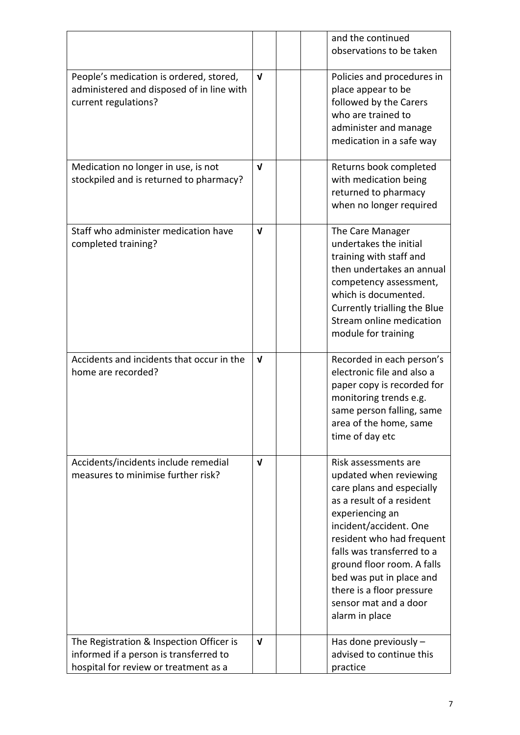| | | | | |
|---|---|---|---|---|
| | | | | and the continued observations to be taken |
| People's medication is ordered, stored, administered and disposed of in line with current regulations? | √ | | | Policies and procedures in place appear to be followed by the Carers who are trained to administer and manage medication in a safe way |
| Medication no longer in use, is not stockpiled and is returned to pharmacy? | √ | | | Returns book completed with medication being returned to pharmacy when no longer required |
| Staff who administer medication have completed training? | √ | | | The Care Manager undertakes the initial training with staff and then undertakes an annual competency assessment, which is documented. Currently trialling the Blue Stream online medication module for training |
| Accidents and incidents that occur in the home are recorded? | √ | | | Recorded in each person's electronic file and also a paper copy is recorded for monitoring trends e.g. same person falling, same area of the home, same time of day etc |
| Accidents/incidents include remedial measures to minimise further risk? | √ | | | Risk assessments are updated when reviewing care plans and especially as a result of a resident experiencing an incident/accident. One resident who had frequent falls was transferred to a ground floor room. A falls bed was put in place and there is a floor pressure sensor mat and a door alarm in place |
| The Registration & Inspection Officer is informed if a person is transferred to hospital for review or treatment as a | √ | | | Has done previously – advised to continue this practice |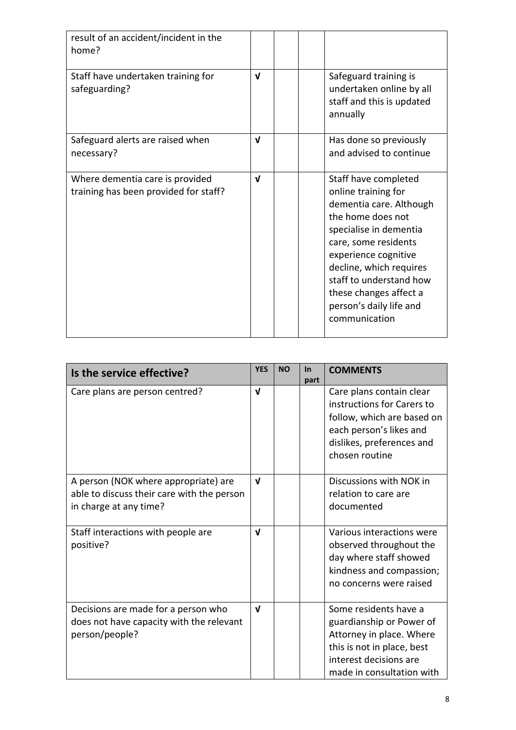| | | | | |
|---|---|---|---|---|
| result of an accident/incident in the home? | | | | |
| Staff have undertaken training for safeguarding? | √ | | | Safeguard training is undertaken online by all staff and this is updated annually |
| Safeguard alerts are raised when necessary? | √ | | | Has done so previously and advised to continue |
| Where dementia care is provided training has been provided for staff? | √ | | | Staff have completed online training for dementia care. Although the home does not specialise in dementia care, some residents experience cognitive decline, which requires staff to understand how these changes affect a person's daily life and communication |

| Is the service effective? | YES | NO | In part | COMMENTS |
|---|---|---|---|---|
| Care plans are person centred? | √ | | | Care plans contain clear instructions for Carers to follow, which are based on each person's likes and dislikes, preferences and chosen routine |
| A person (NOK where appropriate) are able to discuss their care with the person in charge at any time? | √ | | | Discussions with NOK in relation to care are documented |
| Staff interactions with people are positive? | √ | | | Various interactions were observed throughout the day where staff showed kindness and compassion; no concerns were raised |
| Decisions are made for a person who does not have capacity with the relevant person/people? | √ | | | Some residents have a guardianship or Power of Attorney in place. Where this is not in place, best interest decisions are made in consultation with |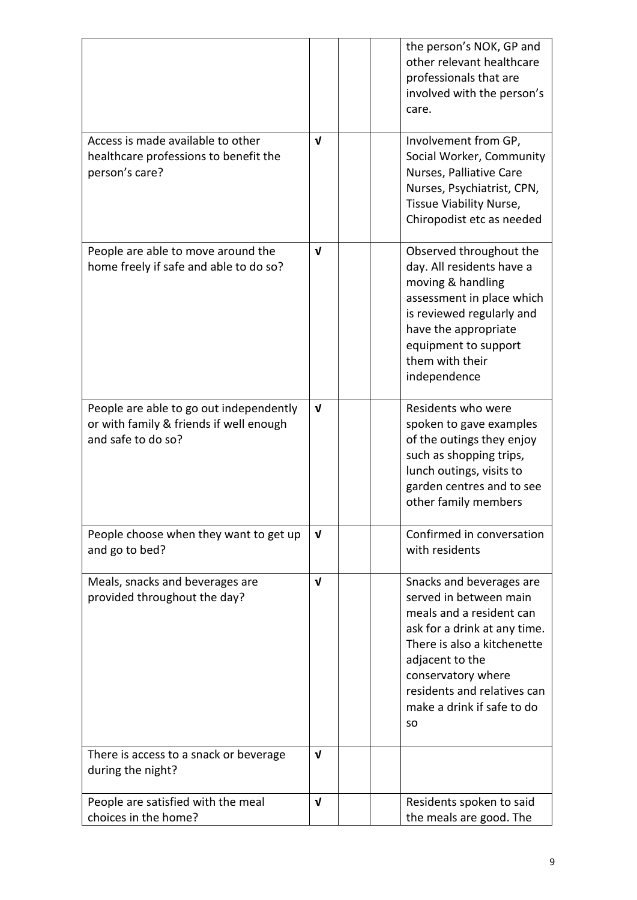| | | | | |
|---|---|---|---|---|
| | | | | the person's NOK, GP and other relevant healthcare professionals that are involved with the person's care. |
| Access is made available to other healthcare professions to benefit the person's care? | √ | | | Involvement from GP, Social Worker, Community Nurses, Palliative Care Nurses, Psychiatrist, CPN, Tissue Viability Nurse, Chiropodist etc as needed |
| People are able to move around the home freely if safe and able to do so? | √ | | | Observed throughout the day. All residents have a moving & handling assessment in place which is reviewed regularly and have the appropriate equipment to support them with their independence |
| People are able to go out independently or with family & friends if well enough and safe to do so? | √ | | | Residents who were spoken to gave examples of the outings they enjoy such as shopping trips, lunch outings, visits to garden centres and to see other family members |
| People choose when they want to get up and go to bed? | √ | | | Confirmed in conversation with residents |
| Meals, snacks and beverages are provided throughout the day? | √ | | | Snacks and beverages are served in between main meals and a resident can ask for a drink at any time. There is also a kitchenette adjacent to the conservatory where residents and relatives can make a drink if safe to do so |
| There is access to a snack or beverage during the night? | √ | | | |
| People are satisfied with the meal choices in the home? | √ | | | Residents spoken to said the meals are good. The |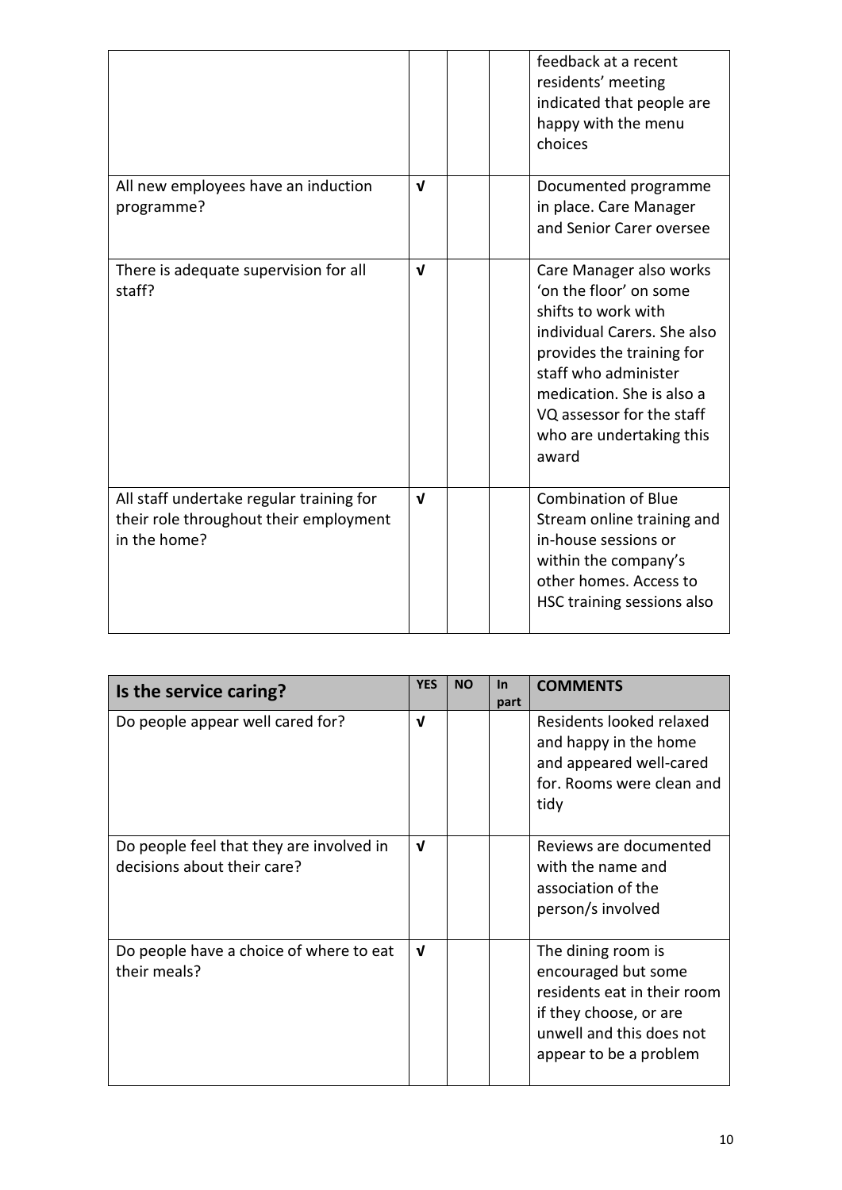| | | | | |
|---|---|---|---|---|
| | | | | feedback at a recent residents' meeting indicated that people are happy with the menu choices |
| All new employees have an induction programme? | √ | | | Documented programme in place. Care Manager and Senior Carer oversee |
| There is adequate supervision for all staff? | √ | | | Care Manager also works 'on the floor' on some shifts to work with individual Carers. She also provides the training for staff who administer medication. She is also a VQ assessor for the staff who are undertaking this award |
| All staff undertake regular training for their role throughout their employment in the home? | √ | | | Combination of Blue Stream online training and in-house sessions or within the company's other homes. Access to HSC training sessions also |

| Is the service caring? | YES | NO | In part | COMMENTS |
|---|---|---|---|---|
| Do people appear well cared for? | √ | | | Residents looked relaxed and happy in the home and appeared well-cared for. Rooms were clean and tidy |
| Do people feel that they are involved in decisions about their care? | √ | | | Reviews are documented with the name and association of the person/s involved |
| Do people have a choice of where to eat their meals? | √ | | | The dining room is encouraged but some residents eat in their room if they choose, or are unwell and this does not appear to be a problem |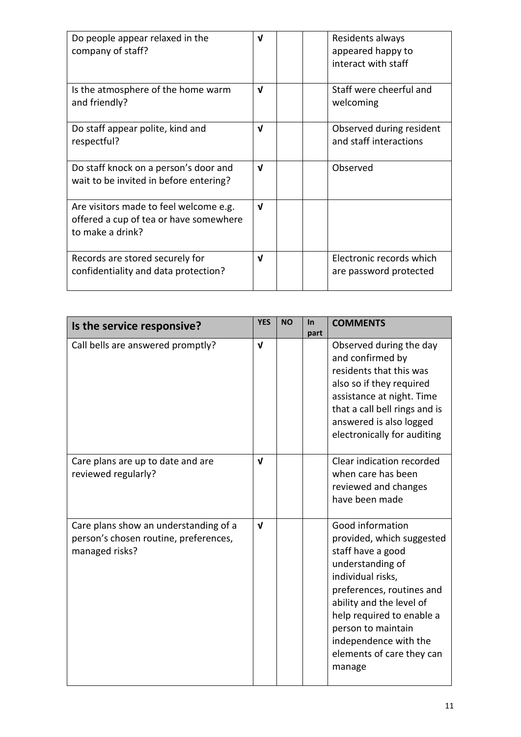| | | | | |
|---|---|---|---|---|
| Do people appear relaxed in the company of staff? | √ | | | Residents always appeared happy to interact with staff |
| Is the atmosphere of the home warm and friendly? | √ | | | Staff were cheerful and welcoming |
| Do staff appear polite, kind and respectful? | √ | | | Observed during resident and staff interactions |
| Do staff knock on a person's door and wait to be invited in before entering? | √ | | | Observed |
| Are visitors made to feel welcome e.g. offered a cup of tea or have somewhere to make a drink? | √ | | | |
| Records are stored securely for confidentiality and data protection? | √ | | | Electronic records which are password protected |

| **Is the service responsive?** | **YES** | **NO** | **In part** | **COMMENTS** |
|---|---|---|---|---|
| Call bells are answered promptly? | √ | | | Observed during the day and confirmed by residents that this was also so if they required assistance at night. Time that a call bell rings and is answered is also logged electronically for auditing |
| Care plans are up to date and are reviewed regularly? | √ | | | Clear indication recorded when care has been reviewed and changes have been made |
| Care plans show an understanding of a person's chosen routine, preferences, managed risks? | √ | | | Good information provided, which suggested staff have a good understanding of individual risks, preferences, routines and ability and the level of help required to enable a person to maintain independence with the elements of care they can manage |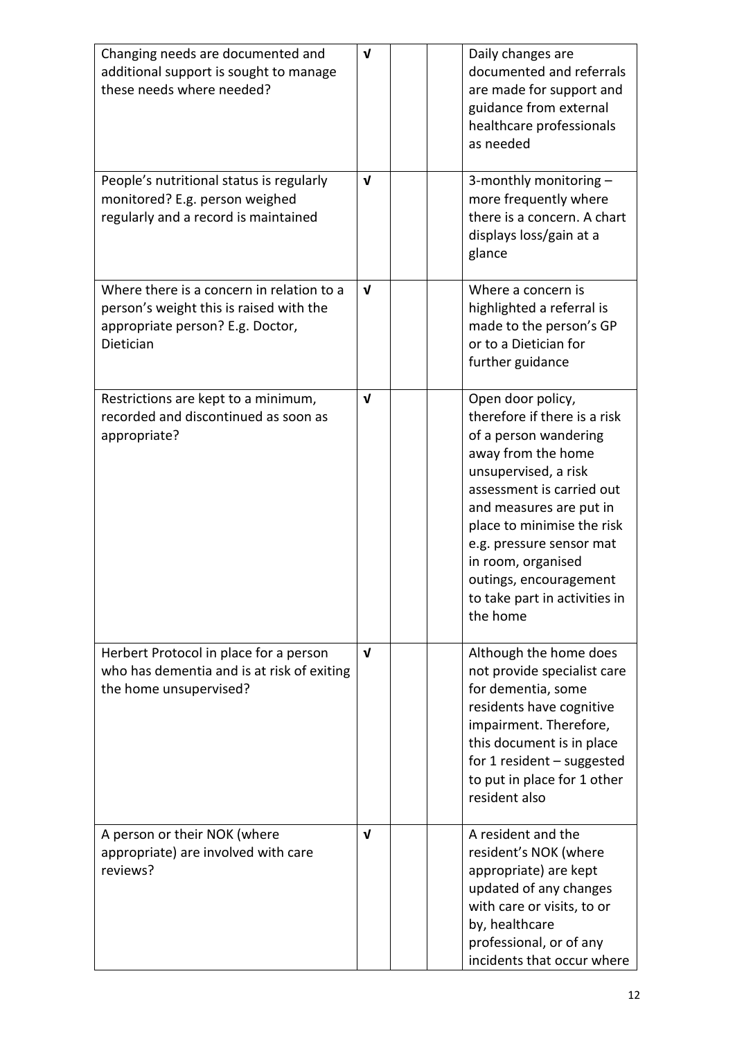| | | | | |
|---|---|---|---|---|
| Changing needs are documented and additional support is sought to manage these needs where needed? | √ | | | Daily changes are documented and referrals are made for support and guidance from external healthcare professionals as needed |
| People's nutritional status is regularly monitored? E.g. person weighed regularly and a record is maintained | √ | | | 3-monthly monitoring – more frequently where there is a concern. A chart displays loss/gain at a glance |
| Where there is a concern in relation to a person's weight this is raised with the appropriate person? E.g. Doctor, Dietician | √ | | | Where a concern is highlighted a referral is made to the person's GP or to a Dietician for further guidance |
| Restrictions are kept to a minimum, recorded and discontinued as soon as appropriate? | √ | | | Open door policy, therefore if there is a risk of a person wandering away from the home unsupervised, a risk assessment is carried out and measures are put in place to minimise the risk e.g. pressure sensor mat in room, organised outings, encouragement to take part in activities in the home |
| Herbert Protocol in place for a person who has dementia and is at risk of exiting the home unsupervised? | √ | | | Although the home does not provide specialist care for dementia, some residents have cognitive impairment. Therefore, this document is in place for 1 resident – suggested to put in place for 1 other resident also |
| A person or their NOK (where appropriate) are involved with care reviews? | √ | | | A resident and the resident's NOK (where appropriate) are kept updated of any changes with care or visits, to or by, healthcare professional, or of any incidents that occur where |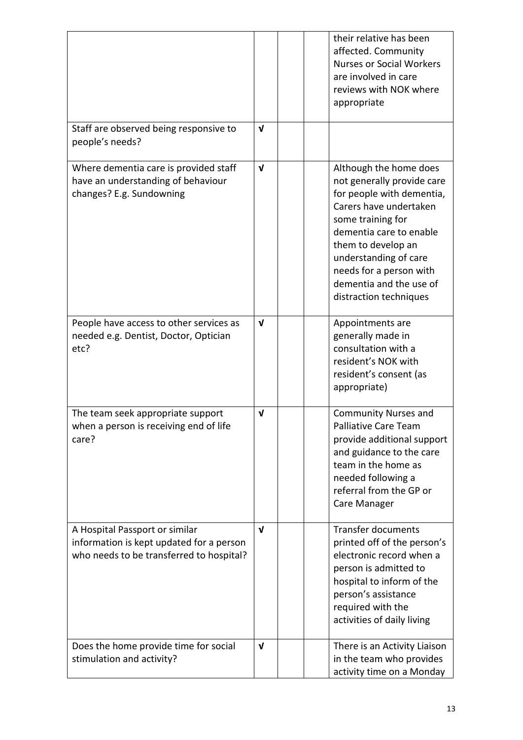| | | | | |
|---|---|---|---|---|
| | | | | their relative has been affected. Community Nurses or Social Workers are involved in care reviews with NOK where appropriate |
| Staff are observed being responsive to people's needs? | √ | | | |
| Where dementia care is provided staff have an understanding of behaviour changes? E.g. Sundowning | √ | | | Although the home does not generally provide care for people with dementia, Carers have undertaken some training for dementia care to enable them to develop an understanding of care needs for a person with dementia and the use of distraction techniques |
| People have access to other services as needed e.g. Dentist, Doctor, Optician etc? | √ | | | Appointments are generally made in consultation with a resident's NOK with resident's consent (as appropriate) |
| The team seek appropriate support when a person is receiving end of life care? | √ | | | Community Nurses and Palliative Care Team provide additional support and guidance to the care team in the home as needed following a referral from the GP or Care Manager |
| A Hospital Passport or similar information is kept updated for a person who needs to be transferred to hospital? | √ | | | Transfer documents printed off of the person's electronic record when a person is admitted to hospital to inform of the person's assistance required with the activities of daily living |
| Does the home provide time for social stimulation and activity? | √ | | | There is an Activity Liaison in the team who provides activity time on a Monday |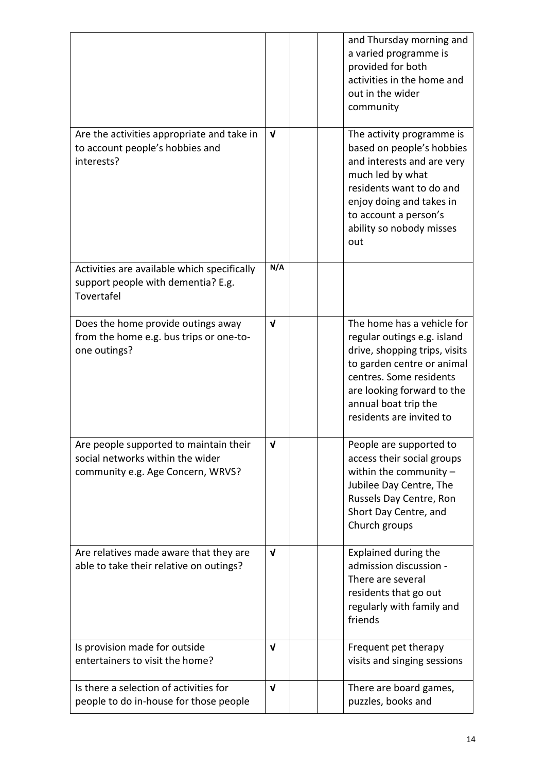| | | | | |
|---|---|---|---|---|
| | | | | and Thursday morning and a varied programme is provided for both activities in the home and out in the wider community |
| Are the activities appropriate and take in to account people's hobbies and interests? | √ | | | The activity programme is based on people's hobbies and interests and are very much led by what residents want to do and enjoy doing and takes in to account a person's ability so nobody misses out |
| Activities are available which specifically support people with dementia? E.g. Tovertafel | N/A | | | |
| Does the home provide outings away from the home e.g. bus trips or one-to-one outings? | √ | | | The home has a vehicle for regular outings e.g. island drive, shopping trips, visits to garden centre or animal centres. Some residents are looking forward to the annual boat trip the residents are invited to |
| Are people supported to maintain their social networks within the wider community e.g. Age Concern, WRVS? | √ | | | People are supported to access their social groups within the community – Jubilee Day Centre, The Russels Day Centre, Ron Short Day Centre, and Church groups |
| Are relatives made aware that they are able to take their relative on outings? | √ | | | Explained during the admission discussion - There are several residents that go out regularly with family and friends |
| Is provision made for outside entertainers to visit the home? | √ | | | Frequent pet therapy visits and singing sessions |
| Is there a selection of activities for people to do in-house for those people | √ | | | There are board games, puzzles, books and |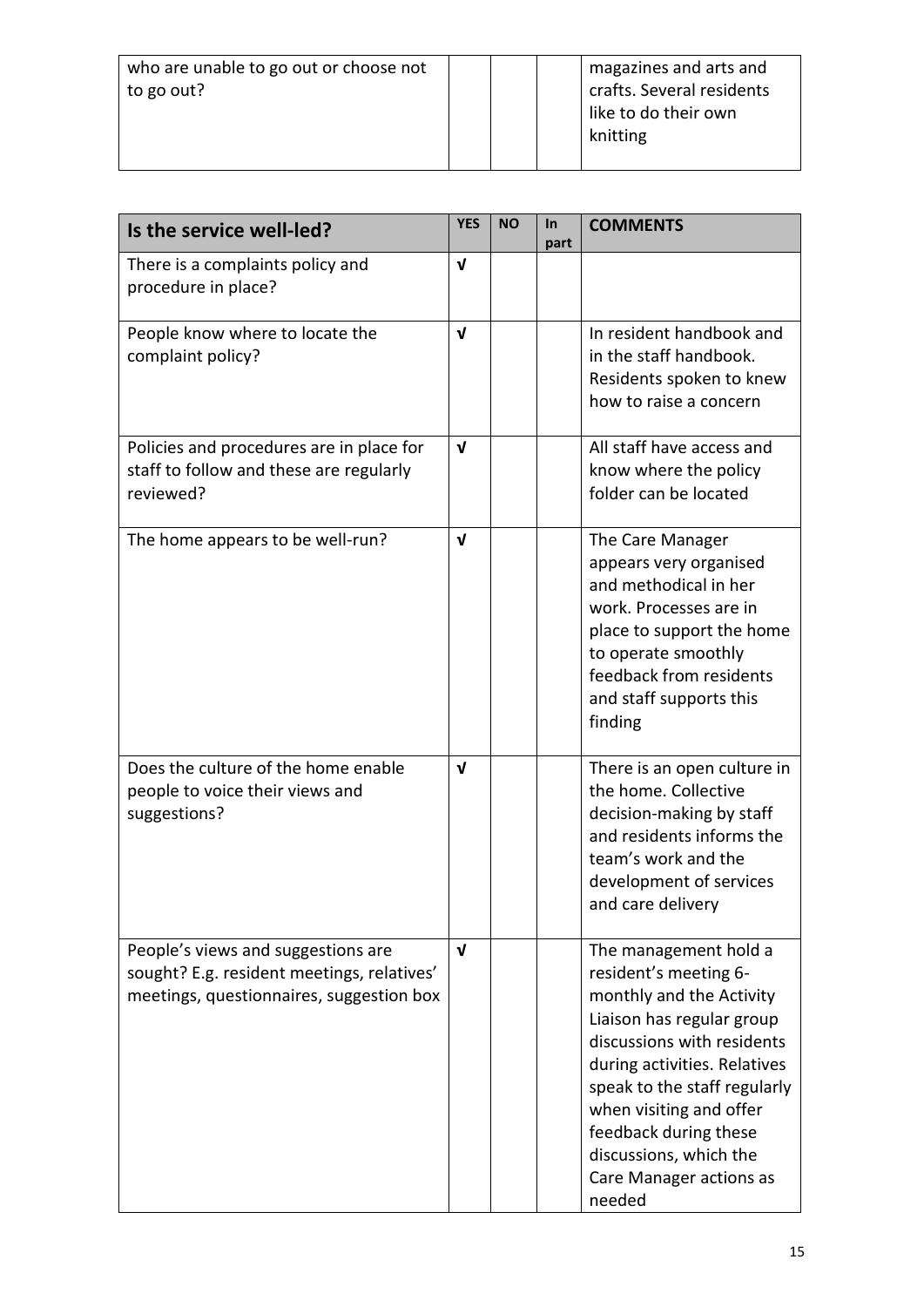| who are unable to go out or choose not to go out? | | | | magazines and arts and crafts. Several residents like to do their own knitting |
|---|---|---|---|---|

| Is the service well-led? | YES | NO | In part | COMMENTS |
|---|---|---|---|---|
| There is a complaints policy and procedure in place? | √ | | | |
| People know where to locate the complaint policy? | √ | | | In resident handbook and in the staff handbook. Residents spoken to knew how to raise a concern |
| Policies and procedures are in place for staff to follow and these are regularly reviewed? | √ | | | All staff have access and know where the policy folder can be located |
| The home appears to be well-run? | √ | | | The Care Manager appears very organised and methodical in her work. Processes are in place to support the home to operate smoothly feedback from residents and staff supports this finding |
| Does the culture of the home enable people to voice their views and suggestions? | √ | | | There is an open culture in the home. Collective decision-making by staff and residents informs the team's work and the development of services and care delivery |
| People's views and suggestions are sought? E.g. resident meetings, relatives' meetings, questionnaires, suggestion box | √ | | | The management hold a resident's meeting 6-monthly and the Activity Liaison has regular group discussions with residents during activities. Relatives speak to the staff regularly when visiting and offer feedback during these discussions, which the Care Manager actions as needed |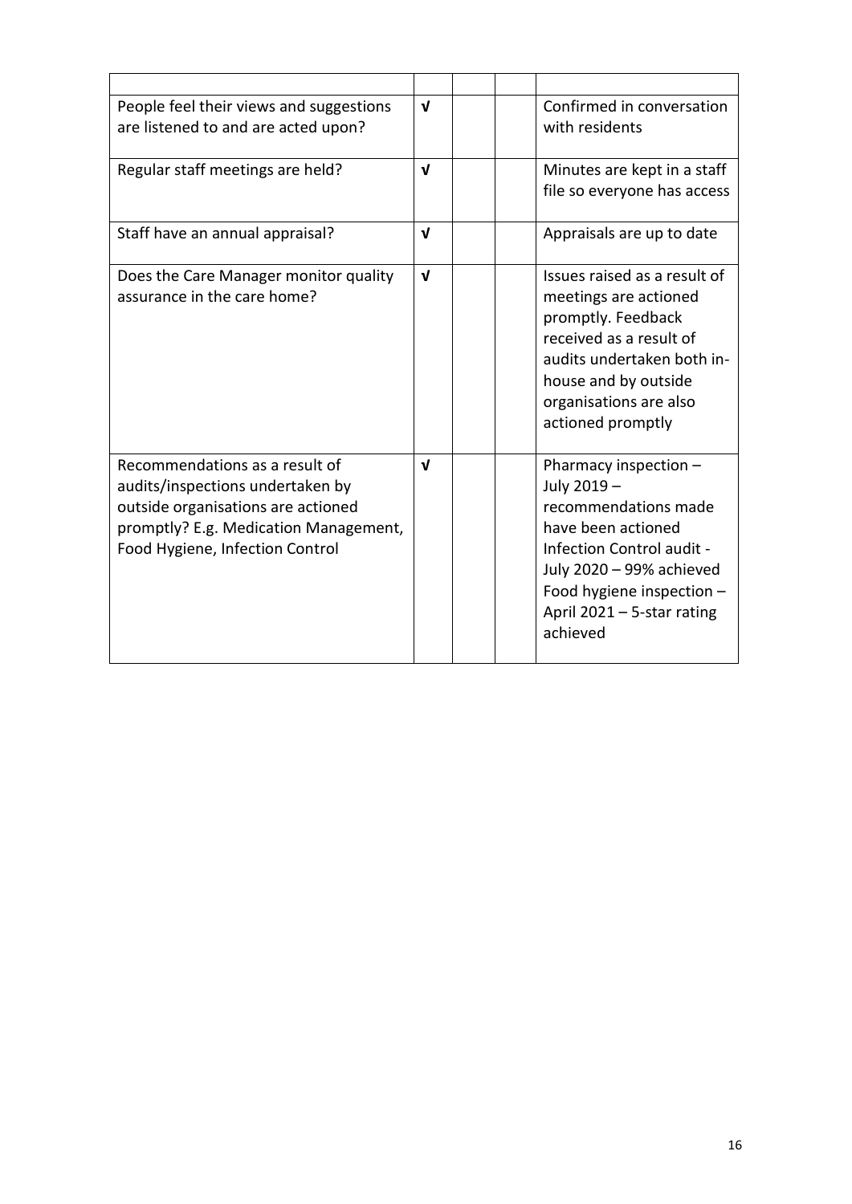| | | | | |
|---|---|---|---|---|
| People feel their views and suggestions are listened to and are acted upon? | √ | | | Confirmed in conversation with residents |
| Regular staff meetings are held? | √ | | | Minutes are kept in a staff file so everyone has access |
| Staff have an annual appraisal? | √ | | | Appraisals are up to date |
| Does the Care Manager monitor quality assurance in the care home? | √ | | | Issues raised as a result of meetings are actioned promptly. Feedback received as a result of audits undertaken both in-house and by outside organisations are also actioned promptly |
| Recommendations as a result of audits/inspections undertaken by outside organisations are actioned promptly? E.g. Medication Management, Food Hygiene, Infection Control | √ | | | Pharmacy inspection – July 2019 – recommendations made have been actioned Infection Control audit - July 2020 – 99% achieved Food hygiene inspection – April 2021 – 5-star rating achieved |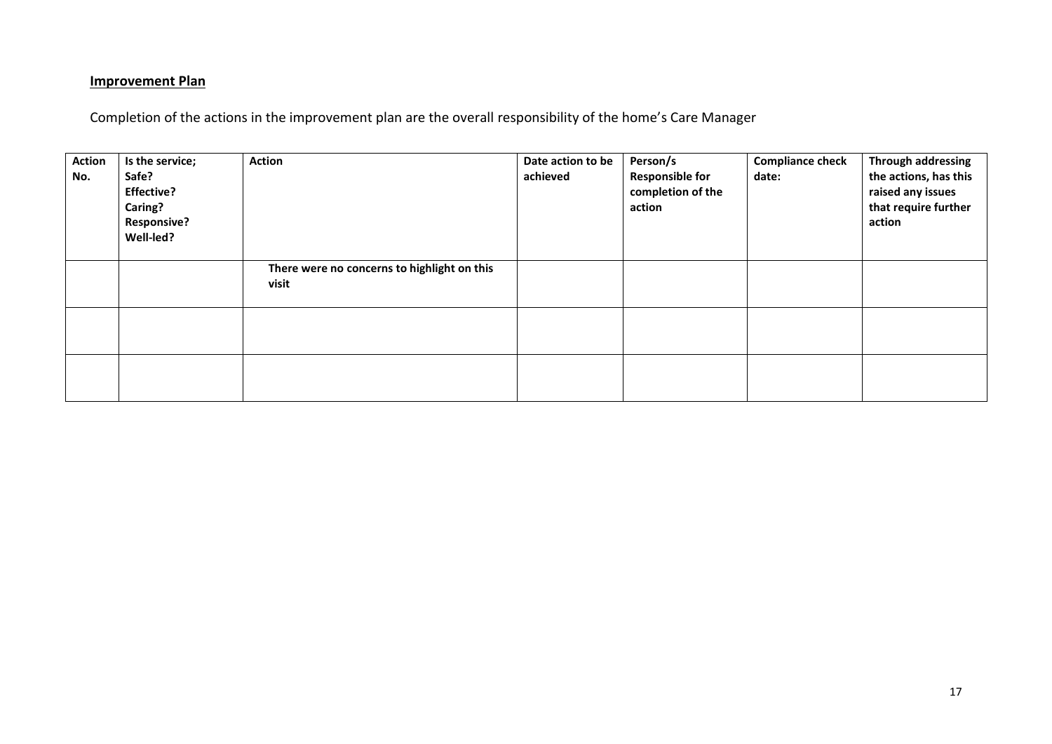## Improvement Plan

Completion of the actions in the improvement plan are the overall responsibility of the home's Care Manager

| Action No. | Is the service; Safe? Effective? Caring? Responsive? Well-led? | Action | Date action to be achieved | Person/s Responsible for completion of the action | Compliance check date: | Through addressing the actions, has this raised any issues that require further action |
|---|---|---|---|---|---|---|
| | | **There were no concerns to highlight on this visit** | | | | |
| | | | | | | |
| | | | | | | |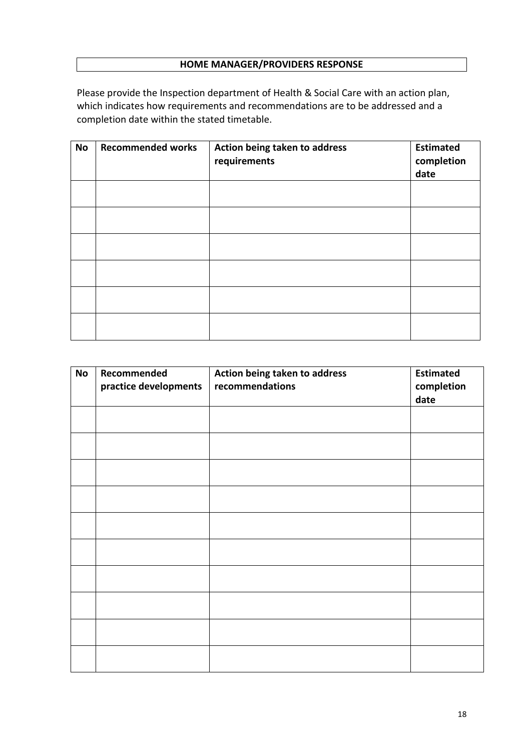## HOME MANAGER/PROVIDERS RESPONSE

Please provide the Inspection department of Health & Social Care with an action plan, which indicates how requirements and recommendations are to be addressed and a completion date within the stated timetable.

| No | Recommended works | Action being taken to address requirements | Estimated completion date |
|---|---|---|---|
| | | | |
| | | | |
| | | | |
| | | | |
| | | | |
| | | | |

| No | Recommended practice developments | Action being taken to address recommendations | Estimated completion date |
|---|---|---|---|
| | | | |
| | | | |
| | | | |
| | | | |
| | | | |
| | | | |
| | | | |
| | | | |
| | | | |
| | | | |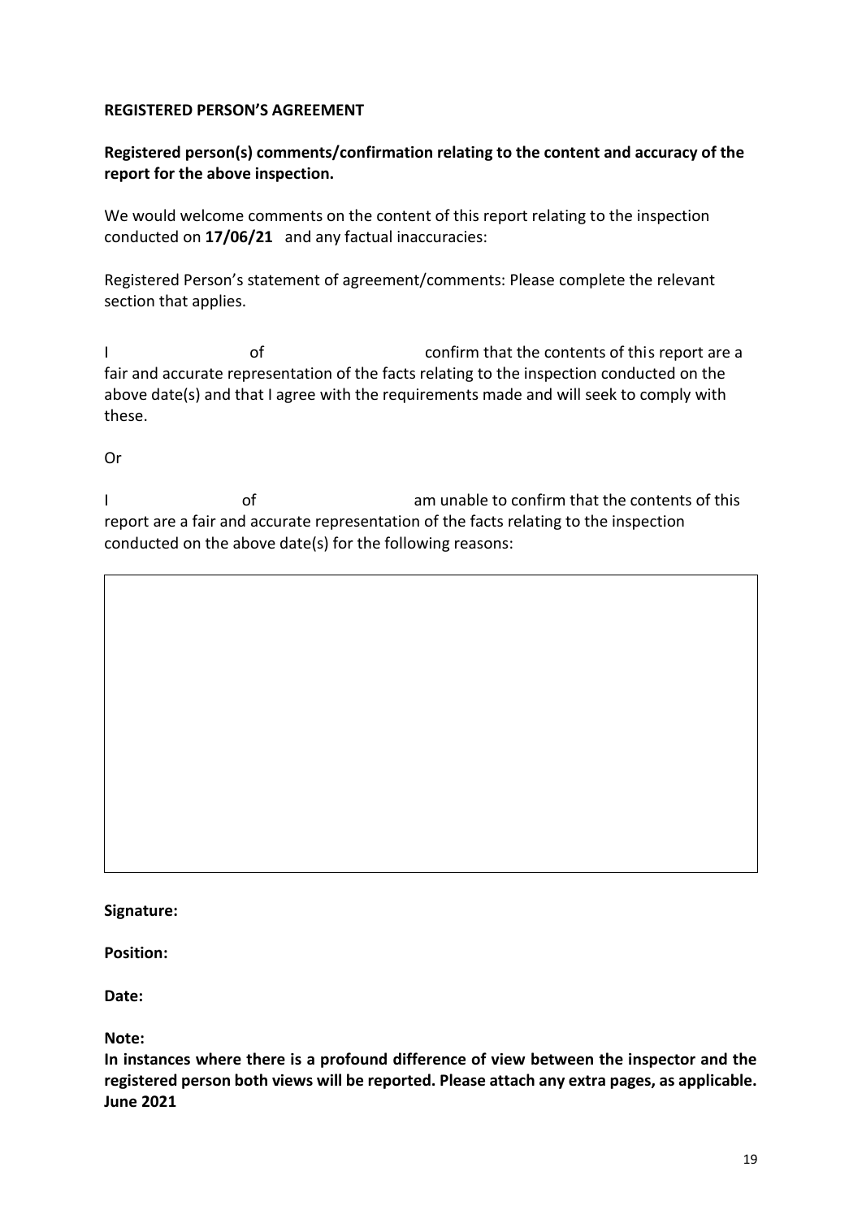**REGISTERED PERSON'S AGREEMENT**

**Registered person(s) comments/confirmation relating to the content and accuracy of the report for the above inspection.**

We would welcome comments on the content of this report relating to the inspection conducted on **17/06/21** and any factual inaccuracies:

Registered Person's statement of agreement/comments: Please complete the relevant section that applies.

I of confirm that the contents of this report are a fair and accurate representation of the facts relating to the inspection conducted on the above date(s) and that I agree with the requirements made and will seek to comply with these.

Or

I of am unable to confirm that the contents of this report are a fair and accurate representation of the facts relating to the inspection conducted on the above date(s) for the following reasons:

| |
|---|
| |

**Signature:**

**Position:**

**Date:**

**Note:**

**In instances where there is a profound difference of view between the inspector and the registered person both views will be reported. Please attach any extra pages, as applicable.**
**June 2021**